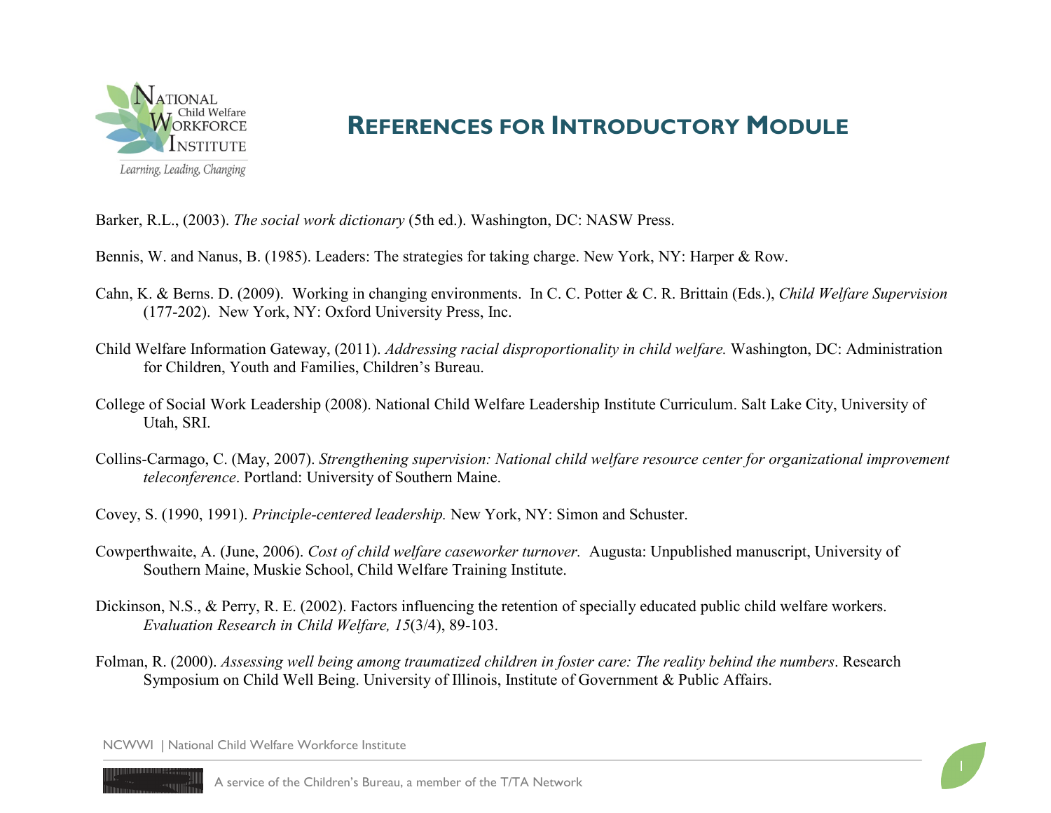# References for Introductory Module

Barker, R.L., (2003). *The social work dictionary* (5th ed.). Washington, DC: NASW Press.

Bennis, W. and Nanus, B. (1985). Leaders: The strategies for taking charge. New York, NY: Harper & Row.

Cahn, K. & Berns. D. (2009). Working in changing environments. In C. C. Potter & C. R. Brittain (Eds.), *Child Welfare Supervision* (177-202). New York, NY: Oxford University Press, Inc.

Child Welfare Information Gateway, (2011). *Addressing racial disproportionality in child welfare.* Washington, DC: Administration for Children, Youth and Families, Children's Bureau.

College of Social Work Leadership (2008). National Child Welfare Leadership Institute Curriculum. Salt Lake City, University of Utah, SRI.

Collins-Carmago, C. (May, 2007). *Strengthening supervision: National child welfare resource center for organizational improvement teleconference*. Portland: University of Southern Maine.

Covey, S. (1990, 1991). *Principle-centered leadership.* New York, NY: Simon and Schuster.

Cowperthwaite, A. (June, 2006). *Cost of child welfare caseworker turnover.* Augusta: Unpublished manuscript, University of Southern Maine, Muskie School, Child Welfare Training Institute.

Dickinson, N.S., & Perry, R. E. (2002). Factors influencing the retention of specially educated public child welfare workers. *Evaluation Research in Child Welfare, 15*(3/4), 89-103.

Folman, R. (2000). *Assessing well being among traumatized children in foster care: The reality behind the numbers*. Research Symposium on Child Well Being. University of Illinois, Institute of Government & Public Affairs.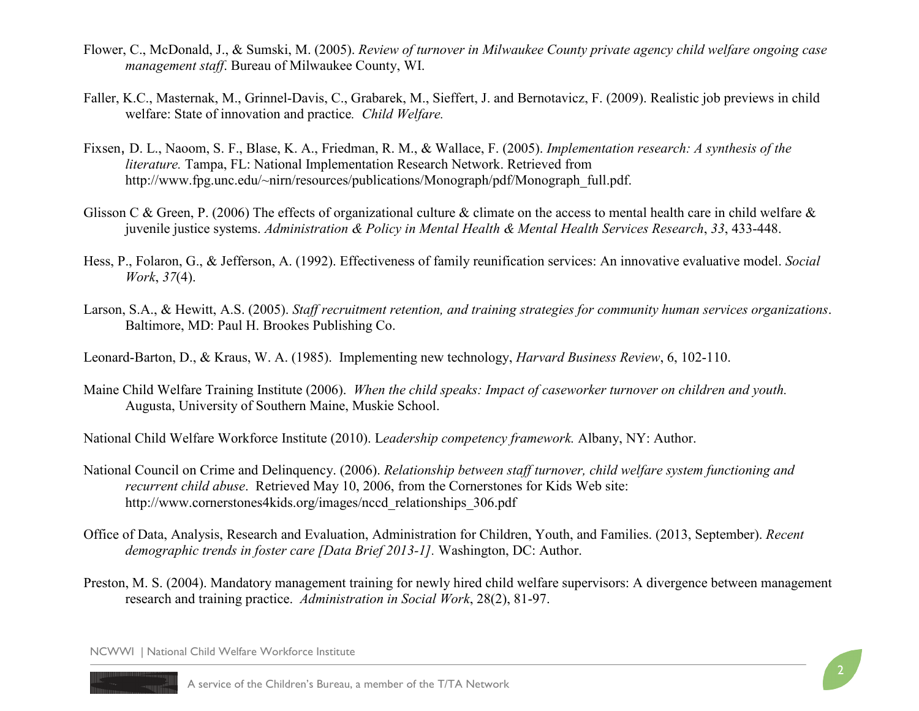Flower, C., McDonald, J., & Sumski, M. (2005). *Review of turnover in Milwaukee County private agency child welfare ongoing case management staff*. Bureau of Milwaukee County, WI.

Faller, K.C., Masternak, M., Grinnel-Davis, C., Grabarek, M., Sieffert, J. and Bernotavicz, F. (2009). Realistic job previews in child welfare: State of innovation and practice. *Child Welfare.*

Fixsen, D. L., Naoom, S. F., Blase, K. A., Friedman, R. M., & Wallace, F. (2005). *Implementation research: A synthesis of the literature.* Tampa, FL: National Implementation Research Network. Retrieved from http://www.fpg.unc.edu/~nirn/resources/publications/Monograph/pdf/Monograph_full.pdf.

Glisson C & Green, P. (2006) The effects of organizational culture & climate on the access to mental health care in child welfare & juvenile justice systems. *Administration & Policy in Mental Health & Mental Health Services Research*, *33*, 433-448.

Hess, P., Folaron, G., & Jefferson, A. (1992). Effectiveness of family reunification services: An innovative evaluative model. *Social Work*, *37*(4).

Larson, S.A., & Hewitt, A.S. (2005). *Staff recruitment retention, and training strategies for community human services organizations*. Baltimore, MD: Paul H. Brookes Publishing Co.

Leonard-Barton, D., & Kraus, W. A. (1985). Implementing new technology, *Harvard Business Review*, 6, 102-110.

Maine Child Welfare Training Institute (2006). *When the child speaks: Impact of caseworker turnover on children and youth.* Augusta, University of Southern Maine, Muskie School.

National Child Welfare Workforce Institute (2010). L*eadership competency framework.* Albany, NY: Author.

National Council on Crime and Delinquency. (2006). *Relationship between staff turnover, child welfare system functioning and recurrent child abuse*. Retrieved May 10, 2006, from the Cornerstones for Kids Web site: http://www.cornerstones4kids.org/images/nccd_relationships_306.pdf

Office of Data, Analysis, Research and Evaluation, Administration for Children, Youth, and Families. (2013, September). *Recent demographic trends in foster care [Data Brief 2013-1].* Washington, DC: Author.

Preston, M. S. (2004). Mandatory management training for newly hired child welfare supervisors: A divergence between management research and training practice. *Administration in Social Work*, 28(2), 81-97.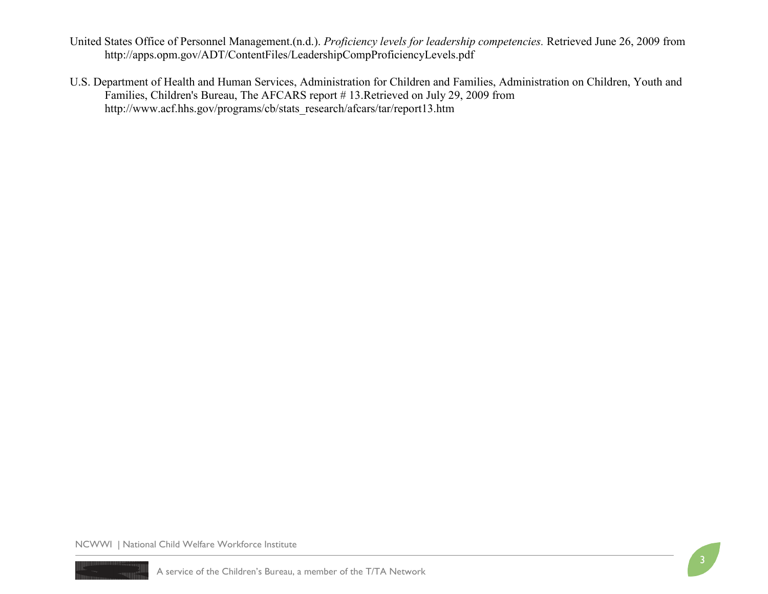United States Office of Personnel Management.(n.d.). *Proficiency levels for leadership competencies.* Retrieved June 26, 2009 from http://apps.opm.gov/ADT/ContentFiles/LeadershipCompProficiencyLevels.pdf

U.S. Department of Health and Human Services, Administration for Children and Families, Administration on Children, Youth and Families, Children's Bureau, The AFCARS report # 13.Retrieved on July 29, 2009 from http://www.acf.hhs.gov/programs/cb/stats_research/afcars/tar/report13.htm